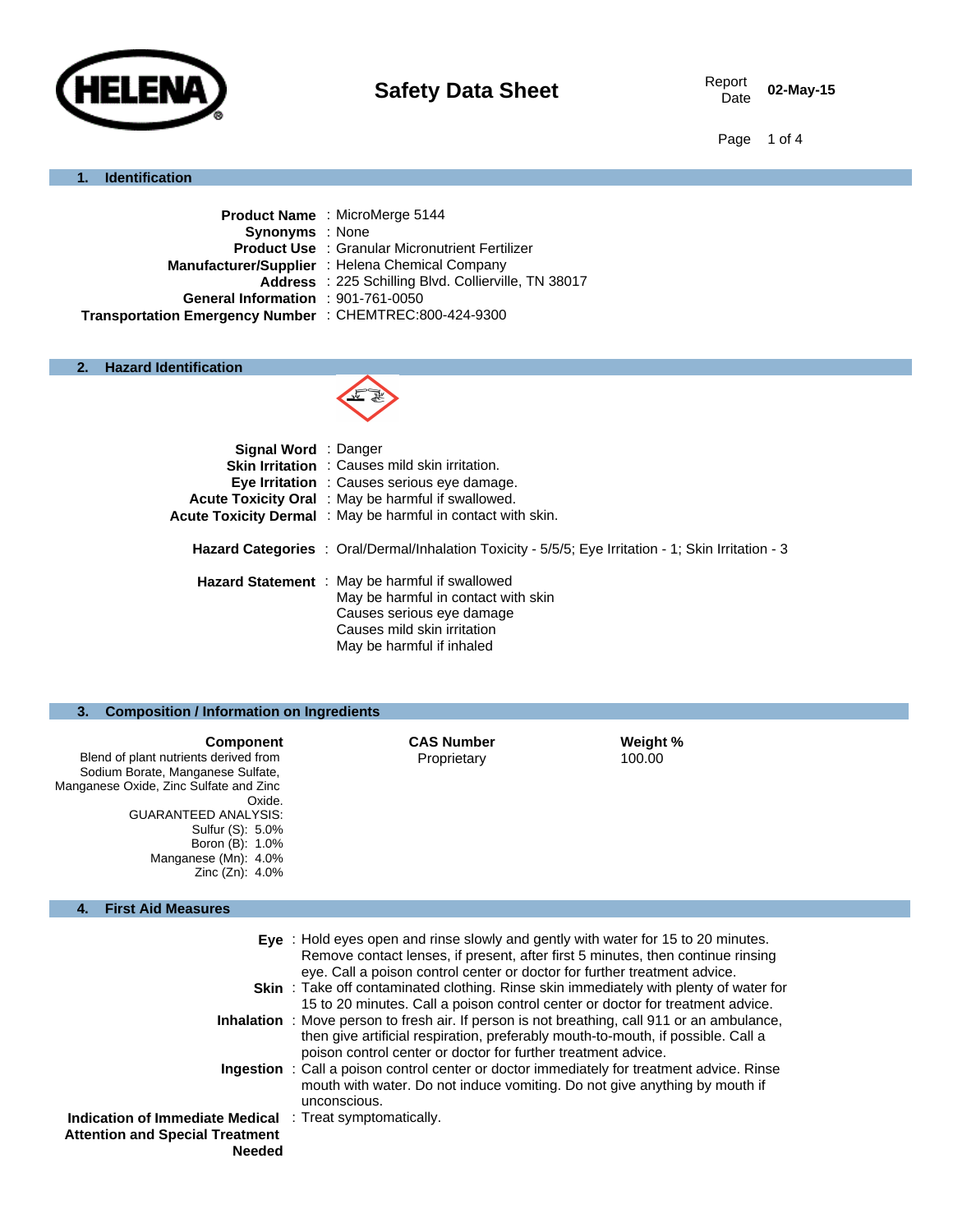HELENA

# Safety Data Sheet

Report Date 02-May-15

## 1. Identification

**Product Name** : MicroMerge 5144
**Synonyms** : None
**Product Use** : Granular Micronutrient Fertilizer
**Manufacturer/Supplier** : Helena Chemical Company
**Address** : 225 Schilling Blvd. Collierville, TN 38017
**General Information** : 901-761-0050
**Transportation Emergency Number** : CHEMTREC:800-424-9300

## 2. Hazard Identification

**Signal Word** : Danger
**Skin Irritation** : Causes mild skin irritation.
**Eye Irritation** : Causes serious eye damage.
**Acute Toxicity Oral** : May be harmful if swallowed.
**Acute Toxicity Dermal** : May be harmful in contact with skin.

**Hazard Categories** : Oral/Dermal/Inhalation Toxicity - 5/5/5; Eye Irritation - 1; Skin Irritation - 3

**Hazard Statement** : May be harmful if swallowed
May be harmful in contact with skin
Causes serious eye damage
Causes mild skin irritation
May be harmful if inhaled

## 3. Composition / Information on Ingredients

| Component | CAS Number | Weight % |
|---|---|---|
| Blend of plant nutrients derived from Sodium Borate, Manganese Sulfate, Manganese Oxide, Zinc Sulfate and Zinc Oxide.<br>GUARANTEED ANALYSIS:<br>Sulfur (S): 5.0%<br>Boron (B): 1.0%<br>Manganese (Mn): 4.0%<br>Zinc (Zn): 4.0% | Proprietary | 100.00 |

## 4. First Aid Measures

**Eye** : Hold eyes open and rinse slowly and gently with water for 15 to 20 minutes. Remove contact lenses, if present, after first 5 minutes, then continue rinsing eye. Call a poison control center or doctor for further treatment advice.

**Skin** : Take off contaminated clothing. Rinse skin immediately with plenty of water for 15 to 20 minutes. Call a poison control center or doctor for treatment advice.

**Inhalation** : Move person to fresh air. If person is not breathing, call 911 or an ambulance, then give artificial respiration, preferably mouth-to-mouth, if possible. Call a poison control center or doctor for further treatment advice.

**Ingestion** : Call a poison control center or doctor immediately for treatment advice. Rinse mouth with water. Do not induce vomiting. Do not give anything by mouth if unconscious.

**Indication of Immediate Medical Attention and Special Treatment Needed** : Treat symptomatically.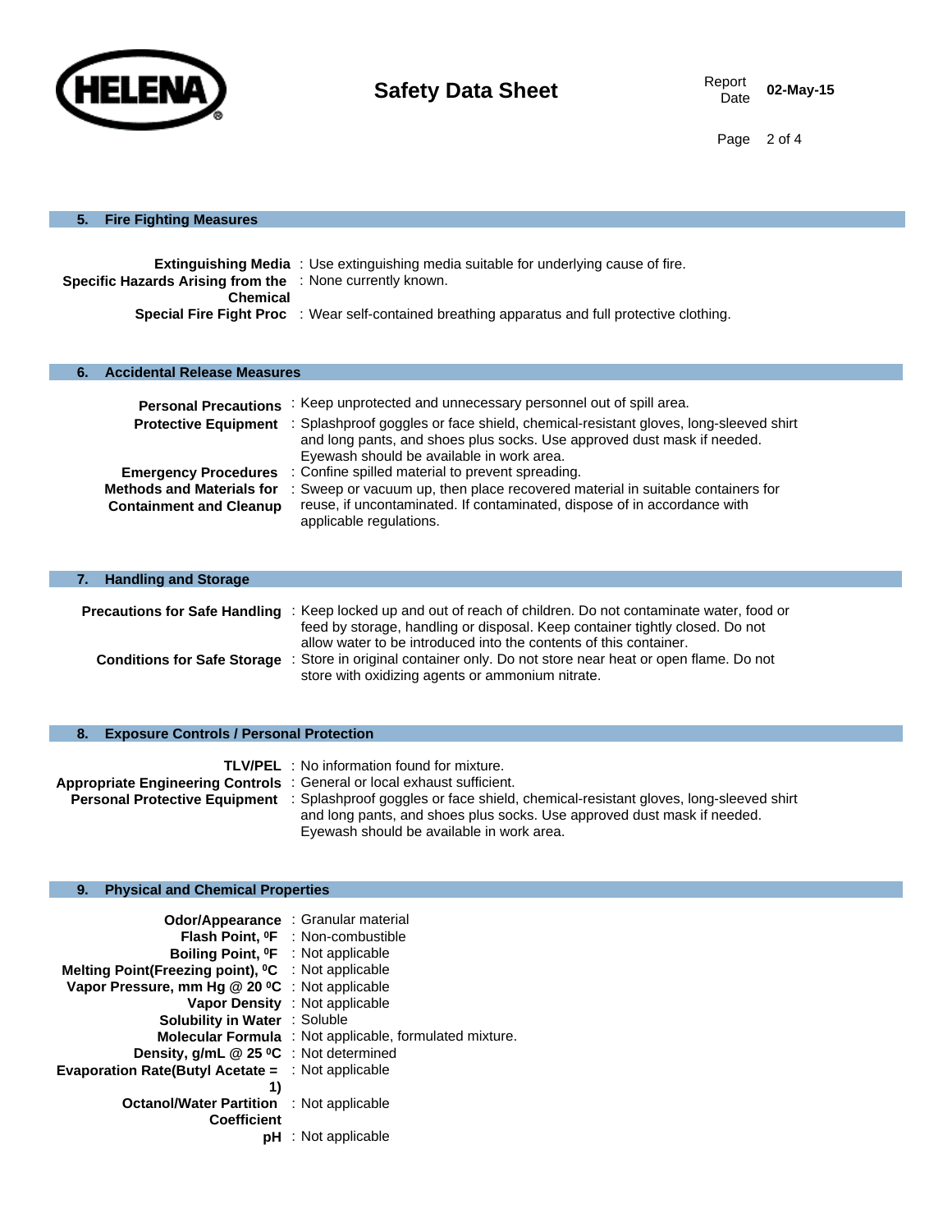## 5. Fire Fighting Measures

**Extinguishing Media** : Use extinguishing media suitable for underlying cause of fire.

**Specific Hazards Arising from the Chemical** : None currently known.

**Special Fire Fight Proc** : Wear self-contained breathing apparatus and full protective clothing.

## 6. Accidental Release Measures

**Personal Precautions** : Keep unprotected and unnecessary personnel out of spill area.

**Protective Equipment** : Splashproof goggles or face shield, chemical-resistant gloves, long-sleeved shirt and long pants, and shoes plus socks. Use approved dust mask if needed. Eyewash should be available in work area.

**Emergency Procedures** : Confine spilled material to prevent spreading.

**Methods and Materials for Containment and Cleanup** : Sweep or vacuum up, then place recovered material in suitable containers for reuse, if uncontaminated. If contaminated, dispose of in accordance with applicable regulations.

## 7. Handling and Storage

**Precautions for Safe Handling** : Keep locked up and out of reach of children. Do not contaminate water, food or feed by storage, handling or disposal. Keep container tightly closed. Do not allow water to be introduced into the contents of this container.

**Conditions for Safe Storage** : Store in original container only. Do not store near heat or open flame. Do not store with oxidizing agents or ammonium nitrate.

## 8. Exposure Controls / Personal Protection

**TLV/PEL** : No information found for mixture.

**Appropriate Engineering Controls** : General or local exhaust sufficient.

**Personal Protective Equipment** : Splashproof goggles or face shield, chemical-resistant gloves, long-sleeved shirt and long pants, and shoes plus socks. Use approved dust mask if needed. Eyewash should be available in work area.

## 9. Physical and Chemical Properties

**Odor/Appearance** : Granular material

**Flash Point, ºF** : Non-combustible

**Boiling Point, ºF** : Not applicable

**Melting Point(Freezing point), ºC** : Not applicable

**Vapor Pressure, mm Hg @ 20 ºC** : Not applicable

**Vapor Density** : Not applicable

**Solubility in Water** : Soluble

**Molecular Formula** : Not applicable, formulated mixture.

**Density, g/mL @ 25 ºC** : Not determined

**Evaporation Rate(Butyl Acetate = 1)** : Not applicable

**Octanol/Water Partition Coefficient** : Not applicable

**pH** : Not applicable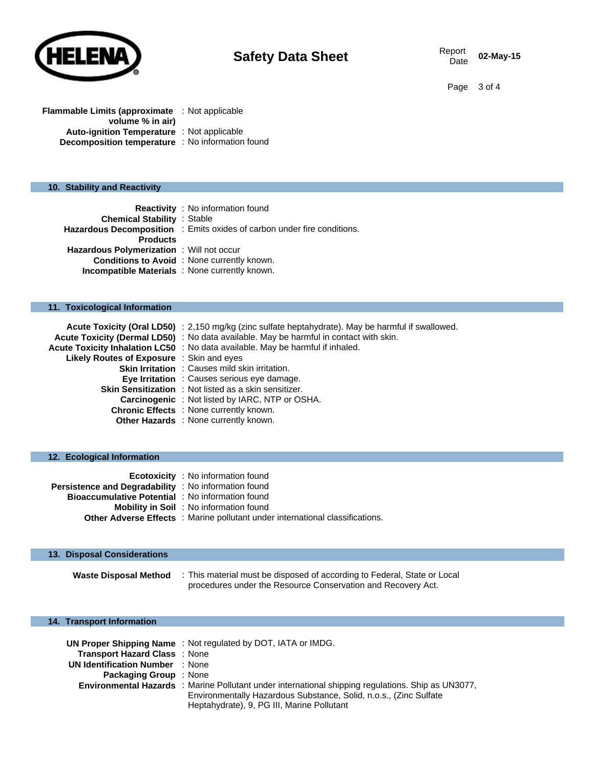**Flammable Limits (approximate volume % in air)** : Not applicable
**Auto-ignition Temperature** : Not applicable
**Decomposition temperature** : No information found

## 10. Stability and Reactivity

**Reactivity** : No information found
**Chemical Stability** : Stable
**Hazardous Decomposition Products** : Emits oxides of carbon under fire conditions.
**Hazardous Polymerization** : Will not occur
**Conditions to Avoid** : None currently known.
**Incompatible Materials** : None currently known.

## 11. Toxicological Information

**Acute Toxicity (Oral LD50)** : 2,150 mg/kg (zinc sulfate heptahydrate). May be harmful if swallowed.
**Acute Toxicity (Dermal LD50)** : No data available. May be harmful in contact with skin.
**Acute Toxicity Inhalation LC50** : No data available. May be harmful if inhaled.
**Likely Routes of Exposure** : Skin and eyes
**Skin Irritation** : Causes mild skin irritation.
**Eye Irritation** : Causes serious eye damage.
**Skin Sensitization** : Not listed as a skin sensitizer.
**Carcinogenic** : Not listed by IARC, NTP or OSHA.
**Chronic Effects** : None currently known.
**Other Hazards** : None currently known.

## 12. Ecological Information

**Ecotoxicity** : No information found
**Persistence and Degradability** : No information found
**Bioaccumulative Potential** : No information found
**Mobility in Soil** : No information found
**Other Adverse Effects** : Marine pollutant under international classifications.

## 13. Disposal Considerations

**Waste Disposal Method** : This material must be disposed of according to Federal, State or Local procedures under the Resource Conservation and Recovery Act.

## 14. Transport Information

**UN Proper Shipping Name** : Not regulated by DOT, IATA or IMDG.
**Transport Hazard Class** : None
**UN Identification Number** : None
**Packaging Group** : None
**Environmental Hazards** : Marine Pollutant under international shipping regulations. Ship as UN3077, Environmentally Hazardous Substance, Solid, n.o.s., (Zinc Sulfate Heptahydrate), 9, PG III, Marine Pollutant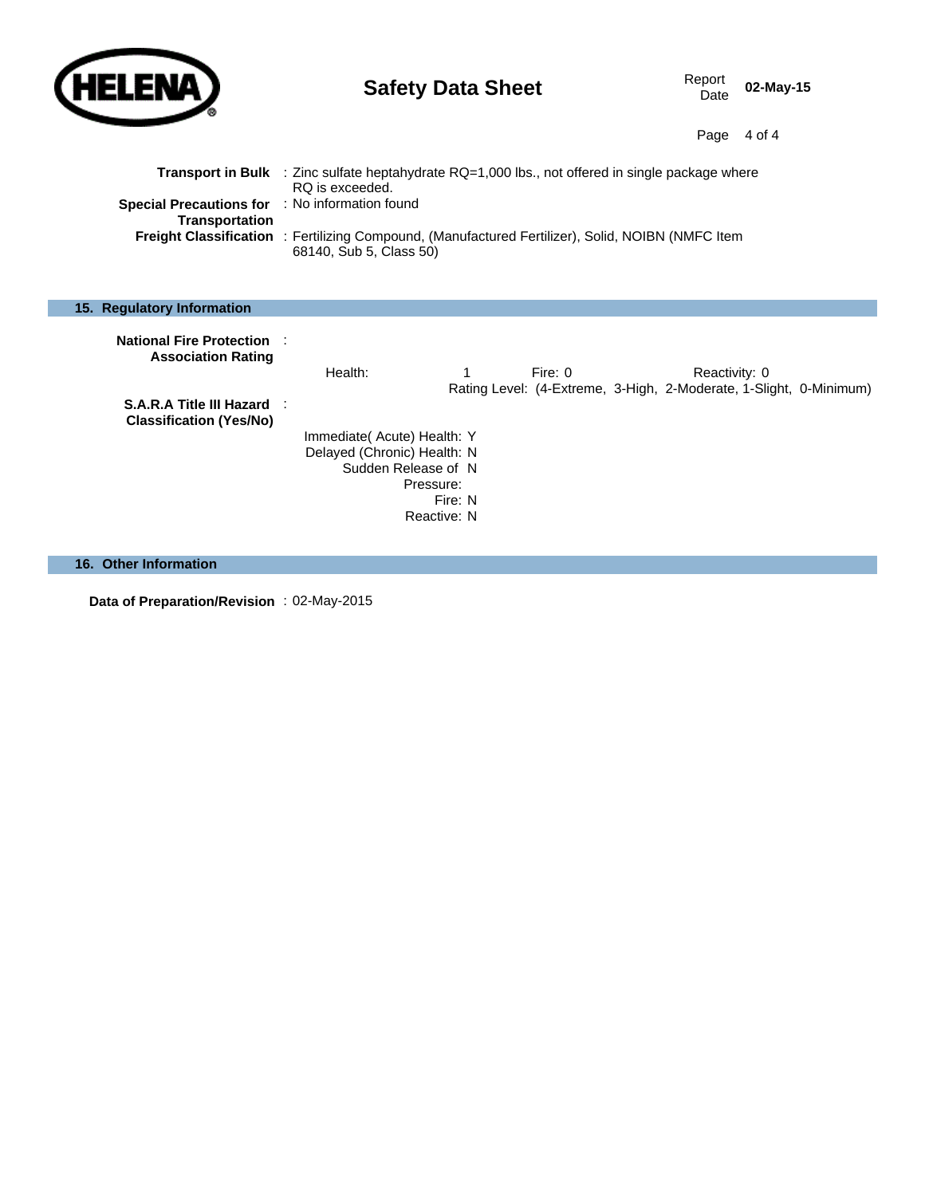**Transport in Bulk** : Zinc sulfate heptahydrate RQ=1,000 lbs., not offered in single package where RQ is exceeded.

**Special Precautions for Transportation** : No information found

**Freight Classification** : Fertilizing Compound, (Manufactured Fertilizer), Solid, NOIBN (NMFC Item 68140, Sub 5, Class 50)

## 15. Regulatory Information

**National Fire Protection Association Rating** :

Health: 1 Fire: 0 Reactivity: 0

Rating Level: (4-Extreme, 3-High, 2-Moderate, 1-Slight, 0-Minimum)

**S.A.R.A Title III Hazard Classification (Yes/No)** :

Immediate( Acute) Health: Y
Delayed (Chronic) Health: N
Sudden Release of Pressure: N
Fire: N
Reactive: N

## 16. Other Information

**Data of Preparation/Revision** : 02-May-2015